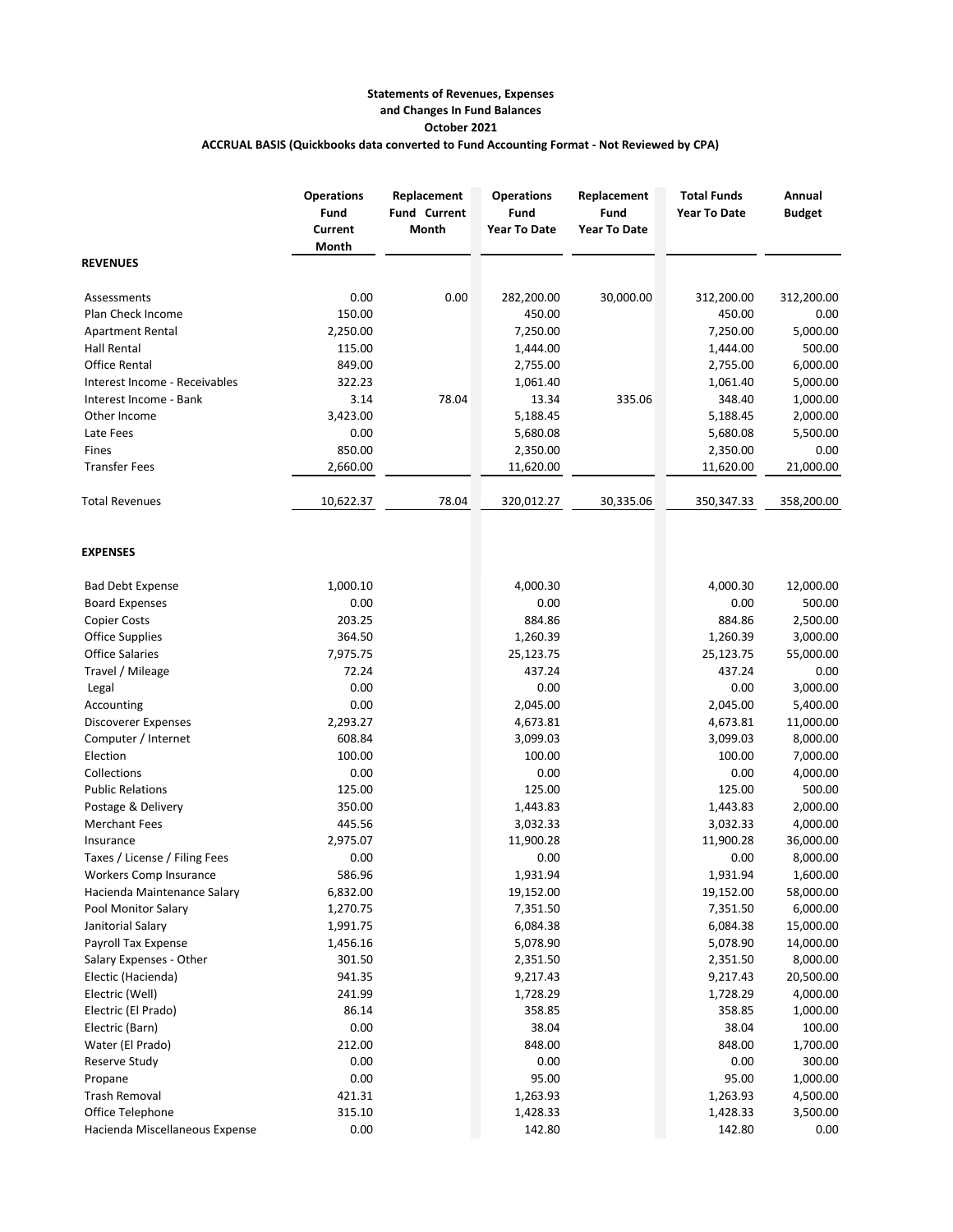**Statements of Revenues, Expenses**
**and Changes In Fund Balances**
**October 2021**
**ACCRUAL BASIS (Quickbooks data converted to Fund Accounting Format - Not Reviewed by CPA)**

| | Operations Fund Current Month | Replacement Fund Current Month | Operations Fund Year To Date | Replacement Fund Year To Date | Total Funds Year To Date | Annual Budget |
|---|---|---|---|---|---|---|
| **REVENUES** | | | | | | |
| Assessments | 0.00 | 0.00 | 282,200.00 | 30,000.00 | 312,200.00 | 312,200.00 |
| Plan Check Income | 150.00 | | 450.00 | | 450.00 | 0.00 |
| Apartment Rental | 2,250.00 | | 7,250.00 | | 7,250.00 | 5,000.00 |
| Hall Rental | 115.00 | | 1,444.00 | | 1,444.00 | 500.00 |
| Office Rental | 849.00 | | 2,755.00 | | 2,755.00 | 6,000.00 |
| Interest Income - Receivables | 322.23 | | 1,061.40 | | 1,061.40 | 5,000.00 |
| Interest Income - Bank | 3.14 | 78.04 | 13.34 | 335.06 | 348.40 | 1,000.00 |
| Other Income | 3,423.00 | | 5,188.45 | | 5,188.45 | 2,000.00 |
| Late Fees | 0.00 | | 5,680.08 | | 5,680.08 | 5,500.00 |
| Fines | 850.00 | | 2,350.00 | | 2,350.00 | 0.00 |
| Transfer Fees | 2,660.00 | | 11,620.00 | | 11,620.00 | 21,000.00 |
| Total Revenues | 10,622.37 | 78.04 | 320,012.27 | 30,335.06 | 350,347.33 | 358,200.00 |
| **EXPENSES** | | | | | | |
| Bad Debt Expense | 1,000.10 | | 4,000.30 | | 4,000.30 | 12,000.00 |
| Board Expenses | 0.00 | | 0.00 | | 0.00 | 500.00 |
| Copier Costs | 203.25 | | 884.86 | | 884.86 | 2,500.00 |
| Office Supplies | 364.50 | | 1,260.39 | | 1,260.39 | 3,000.00 |
| Office Salaries | 7,975.75 | | 25,123.75 | | 25,123.75 | 55,000.00 |
| Travel / Mileage | 72.24 | | 437.24 | | 437.24 | 0.00 |
| Legal | 0.00 | | 0.00 | | 0.00 | 3,000.00 |
| Accounting | 0.00 | | 2,045.00 | | 2,045.00 | 5,400.00 |
| Discoverer Expenses | 2,293.27 | | 4,673.81 | | 4,673.81 | 11,000.00 |
| Computer / Internet | 608.84 | | 3,099.03 | | 3,099.03 | 8,000.00 |
| Election | 100.00 | | 100.00 | | 100.00 | 7,000.00 |
| Collections | 0.00 | | 0.00 | | 0.00 | 4,000.00 |
| Public Relations | 125.00 | | 125.00 | | 125.00 | 500.00 |
| Postage & Delivery | 350.00 | | 1,443.83 | | 1,443.83 | 2,000.00 |
| Merchant Fees | 445.56 | | 3,032.33 | | 3,032.33 | 4,000.00 |
| Insurance | 2,975.07 | | 11,900.28 | | 11,900.28 | 36,000.00 |
| Taxes / License / Filing Fees | 0.00 | | 0.00 | | 0.00 | 8,000.00 |
| Workers Comp Insurance | 586.96 | | 1,931.94 | | 1,931.94 | 1,600.00 |
| Hacienda Maintenance Salary | 6,832.00 | | 19,152.00 | | 19,152.00 | 58,000.00 |
| Pool Monitor Salary | 1,270.75 | | 7,351.50 | | 7,351.50 | 6,000.00 |
| Janitorial Salary | 1,991.75 | | 6,084.38 | | 6,084.38 | 15,000.00 |
| Payroll Tax Expense | 1,456.16 | | 5,078.90 | | 5,078.90 | 14,000.00 |
| Salary Expenses - Other | 301.50 | | 2,351.50 | | 2,351.50 | 8,000.00 |
| Electic (Hacienda) | 941.35 | | 9,217.43 | | 9,217.43 | 20,500.00 |
| Electric (Well) | 241.99 | | 1,728.29 | | 1,728.29 | 4,000.00 |
| Electric (El Prado) | 86.14 | | 358.85 | | 358.85 | 1,000.00 |
| Electric (Barn) | 0.00 | | 38.04 | | 38.04 | 100.00 |
| Water (El Prado) | 212.00 | | 848.00 | | 848.00 | 1,700.00 |
| Reserve Study | 0.00 | | 0.00 | | 0.00 | 300.00 |
| Propane | 0.00 | | 95.00 | | 95.00 | 1,000.00 |
| Trash Removal | 421.31 | | 1,263.93 | | 1,263.93 | 4,500.00 |
| Office Telephone | 315.10 | | 1,428.33 | | 1,428.33 | 3,500.00 |
| Hacienda Miscellaneous Expense | 0.00 | | 142.80 | | 142.80 | 0.00 |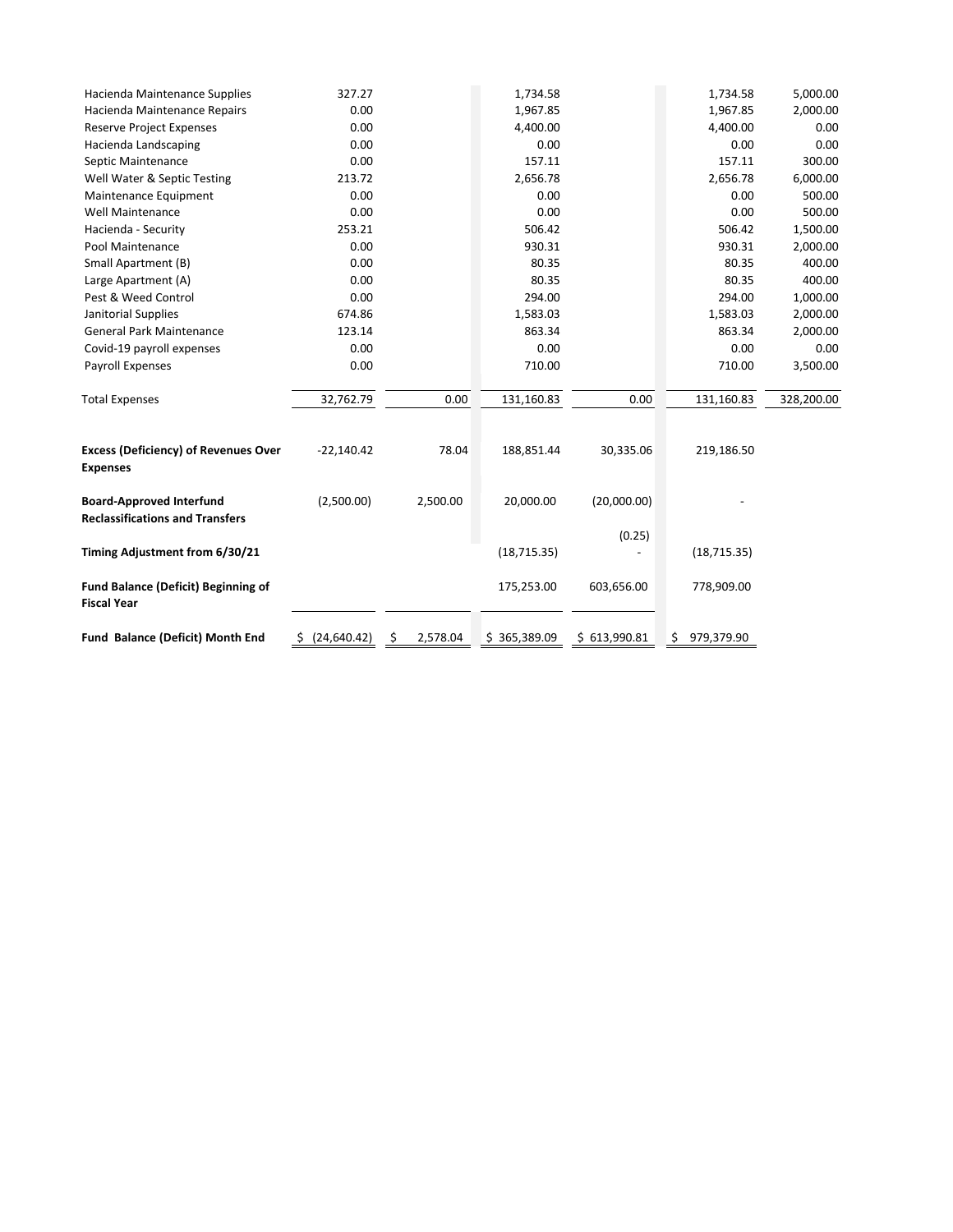| | | | | | | |
|---|---|---|---|---|---|---|
| Hacienda Maintenance Supplies | 327.27 | | 1,734.58 | | 1,734.58 | 5,000.00 |
| Hacienda Maintenance Repairs | 0.00 | | 1,967.85 | | 1,967.85 | 2,000.00 |
| Reserve Project Expenses | 0.00 | | 4,400.00 | | 4,400.00 | 0.00 |
| Hacienda Landscaping | 0.00 | | 0.00 | | 0.00 | 0.00 |
| Septic Maintenance | 0.00 | | 157.11 | | 157.11 | 300.00 |
| Well Water & Septic Testing | 213.72 | | 2,656.78 | | 2,656.78 | 6,000.00 |
| Maintenance Equipment | 0.00 | | 0.00 | | 0.00 | 500.00 |
| Well Maintenance | 0.00 | | 0.00 | | 0.00 | 500.00 |
| Hacienda - Security | 253.21 | | 506.42 | | 506.42 | 1,500.00 |
| Pool Maintenance | 0.00 | | 930.31 | | 930.31 | 2,000.00 |
| Small Apartment (B) | 0.00 | | 80.35 | | 80.35 | 400.00 |
| Large Apartment (A) | 0.00 | | 80.35 | | 80.35 | 400.00 |
| Pest & Weed Control | 0.00 | | 294.00 | | 294.00 | 1,000.00 |
| Janitorial Supplies | 674.86 | | 1,583.03 | | 1,583.03 | 2,000.00 |
| General Park Maintenance | 123.14 | | 863.34 | | 863.34 | 2,000.00 |
| Covid-19 payroll expenses | 0.00 | | 0.00 | | 0.00 | 0.00 |
| Payroll Expenses | 0.00 | | 710.00 | | 710.00 | 3,500.00 |
| Total Expenses | 32,762.79 | 0.00 | 131,160.83 | 0.00 | 131,160.83 | 328,200.00 |
| **Excess (Deficiency) of Revenues Over Expenses** | -22,140.42 | 78.04 | 188,851.44 | 30,335.06 | 219,186.50 | |
| **Board-Approved Interfund Reclassifications and Transfers** | (2,500.00) | 2,500.00 | 20,000.00 | (20,000.00) | - | |
| | | | | (0.25) | | |
| **Timing Adjustment from 6/30/21** | | | (18,715.35) | - | (18,715.35) | |
| **Fund Balance (Deficit) Beginning of Fiscal Year** | | | 175,253.00 | 603,656.00 | 778,909.00 | |
| **Fund Balance (Deficit) Month End** | $ (24,640.42) | $ 2,578.04 | $ 365,389.09 | $ 613,990.81 | $ 979,379.90 | |